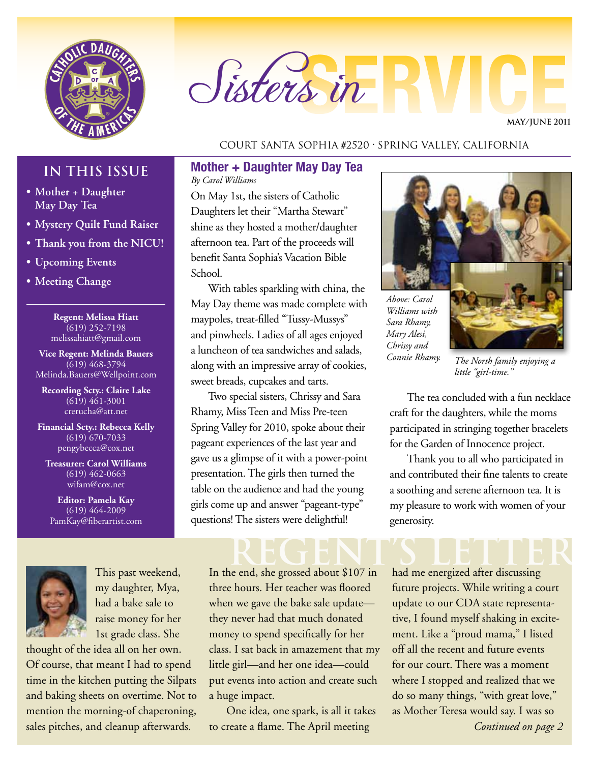# Sisters in SERVICE

MAY/JUNE 2011

COURT SANTA SOPHIA #2520 · SPRING VALLEY, CALIFORNIA

## IN THIS ISSUE

- Mother + Daughter May Day Tea
- Mystery Quilt Fund Raiser
- Thank you from the NICU!
- Upcoming Events
- Meeting Change

**Regent: Melissa Hiatt**
(619) 252-7198
melissahiatt@gmail.com

**Vice Regent: Melinda Bauers**
(619) 468-3794
Melinda.Bauers@Wellpoint.com

**Recording Scty.: Claire Lake**
(619) 461-3001
crerucha@att.net

**Financial Scty.: Rebecca Kelly**
(619) 670-7033
pengybecca@cox.net

**Treasurer: Carol Williams**
(619) 462-0663
wifam@cox.net

**Editor: Pamela Kay**
(619) 464-2009
PamKay@fiberartist.com

## Mother + Daughter May Day Tea

*By Carol Williams*

On May 1st, the sisters of Catholic Daughters let their "Martha Stewart" shine as they hosted a mother/daughter afternoon tea. Part of the proceeds will benefit Santa Sophia's Vacation Bible School.

With tables sparkling with china, the May Day theme was made complete with maypoles, treat-filled "Tussy-Mussys" and pinwheels. Ladies of all ages enjoyed a luncheon of tea sandwiches and salads, along with an impressive array of cookies, sweet breads, cupcakes and tarts.

Two special sisters, Chrissy and Sara Rhamy, Miss Teen and Miss Pre-teen Spring Valley for 2010, spoke about their pageant experiences of the last year and gave us a glimpse of it with a power-point presentation. The girls then turned the table on the audience and had the young girls come up and answer "pageant-type" questions! The sisters were delightful!

*Above: Carol Williams with Sara Rhamy, Mary Alesi, Chrissy and Connie Rhamy.*

*The North family enjoying a little "girl-time."*

The tea concluded with a fun necklace craft for the daughters, while the moms participated in stringing together bracelets for the Garden of Innocence project.

Thank you to all who participated in and contributed their fine talents to create a soothing and serene afternoon tea. It is my pleasure to work with women of your generosity.

## REGENT'S LETTER

This past weekend, my daughter, Mya, had a bake sale to raise money for her 1st grade class. She thought of the idea all on her own. Of course, that meant I had to spend time in the kitchen putting the Silpats and baking sheets on overtime. Not to mention the morning-of chaperoning, sales pitches, and cleanup afterwards. In the end, she grossed about $107 in three hours. Her teacher was floored when we gave the bake sale update—they never had that much donated money to spend specifically for her class. I sat back in amazement that my little girl—and her one idea—could put events into action and create such a huge impact.

One idea, one spark, is all it takes to create a flame. The April meeting had me energized after discussing future projects. While writing a court update to our CDA state representative, I found myself shaking in excitement. Like a "proud mama," I listed off all the recent and future events for our court. There was a moment where I stopped and realized that we do so many things, "with great love," as Mother Teresa would say. I was so

*Continued on page 2*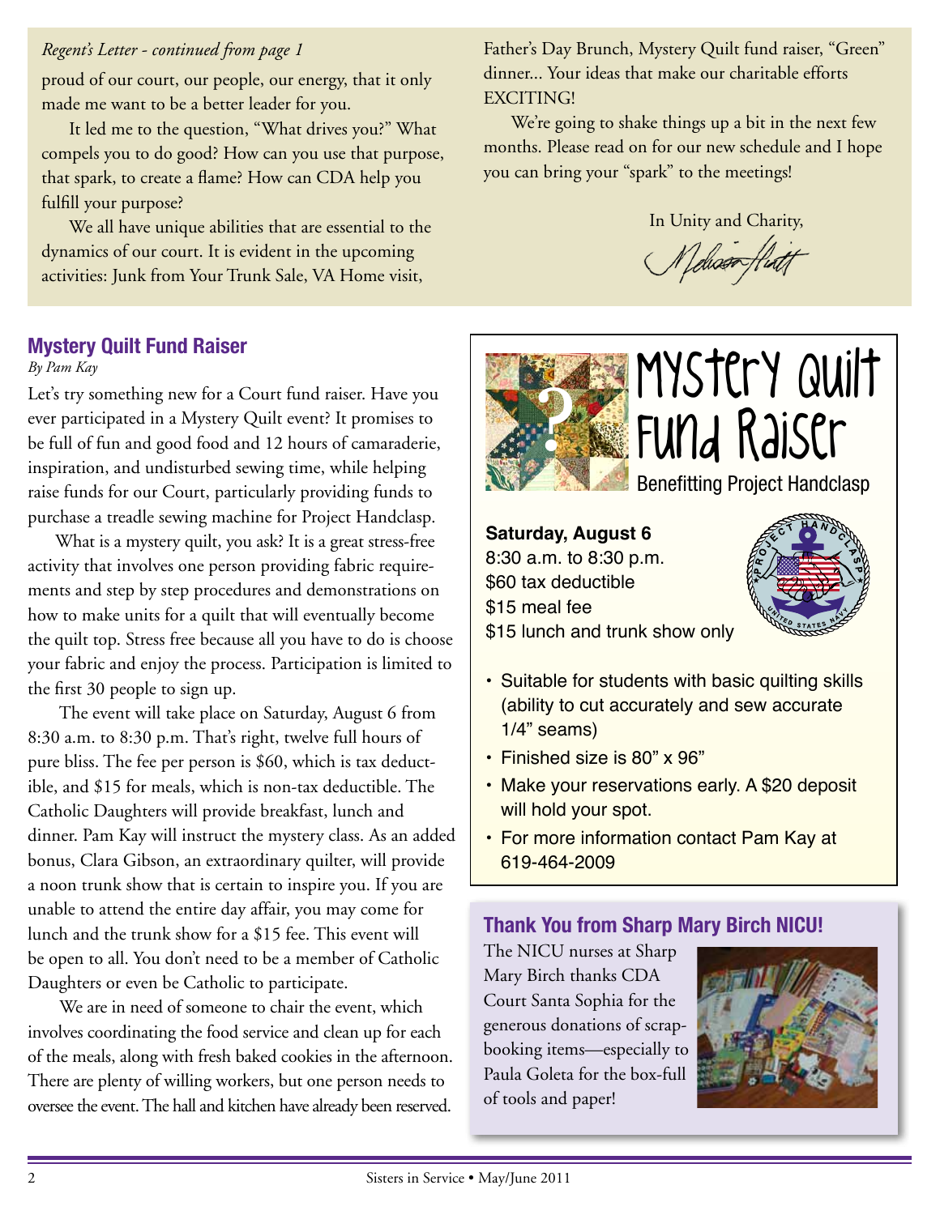*Regent's Letter - continued from page 1*

proud of our court, our people, our energy, that it only made me want to be a better leader for you.

It led me to the question, "What drives you?" What compels you to do good? How can you use that purpose, that spark, to create a flame? How can CDA help you fulfill your purpose?

We all have unique abilities that are essential to the dynamics of our court. It is evident in the upcoming activities: Junk from Your Trunk Sale, VA Home visit, Father's Day Brunch, Mystery Quilt fund raiser, "Green" dinner... Your ideas that make our charitable efforts EXCITING!

We're going to shake things up a bit in the next few months. Please read on for our new schedule and I hope you can bring your "spark" to the meetings!

In Unity and Charity,

Melissa Hiatt

## Mystery Quilt Fund Raiser

*By Pam Kay*

Let's try something new for a Court fund raiser. Have you ever participated in a Mystery Quilt event? It promises to be full of fun and good food and 12 hours of camaraderie, inspiration, and undisturbed sewing time, while helping raise funds for our Court, particularly providing funds to purchase a treadle sewing machine for Project Handclasp.

What is a mystery quilt, you ask? It is a great stress-free activity that involves one person providing fabric requirements and step by step procedures and demonstrations on how to make units for a quilt that will eventually become the quilt top. Stress free because all you have to do is choose your fabric and enjoy the process. Participation is limited to the first 30 people to sign up.

The event will take place on Saturday, August 6 from 8:30 a.m. to 8:30 p.m. That's right, twelve full hours of pure bliss. The fee per person is $60, which is tax deductible, and $15 for meals, which is non-tax deductible. The Catholic Daughters will provide breakfast, lunch and dinner. Pam Kay will instruct the mystery class. As an added bonus, Clara Gibson, an extraordinary quilter, will provide a noon trunk show that is certain to inspire you. If you are unable to attend the entire day affair, you may come for lunch and the trunk show for a $15 fee. This event will be open to all. You don't need to be a member of Catholic Daughters or even be Catholic to participate.

We are in need of someone to chair the event, which involves coordinating the food service and clean up for each of the meals, along with fresh baked cookies in the afternoon. There are plenty of willing workers, but one person needs to oversee the event. The hall and kitchen have already been reserved.

## Mystery Quilt Fund Raiser

Benefitting Project Handclasp

**Saturday, August 6**
8:30 a.m. to 8:30 p.m.
$60 tax deductible
$15 meal fee
$15 lunch and trunk show only

- Suitable for students with basic quilting skills (ability to cut accurately and sew accurate 1/4" seams)
- Finished size is 80" x 96"
- Make your reservations early. A $20 deposit will hold your spot.
- For more information contact Pam Kay at 619-464-2009

## Thank You from Sharp Mary Birch NICU!

The NICU nurses at Sharp Mary Birch thanks CDA Court Santa Sophia for the generous donations of scrapbooking items—especially to Paula Goleta for the box-full of tools and paper!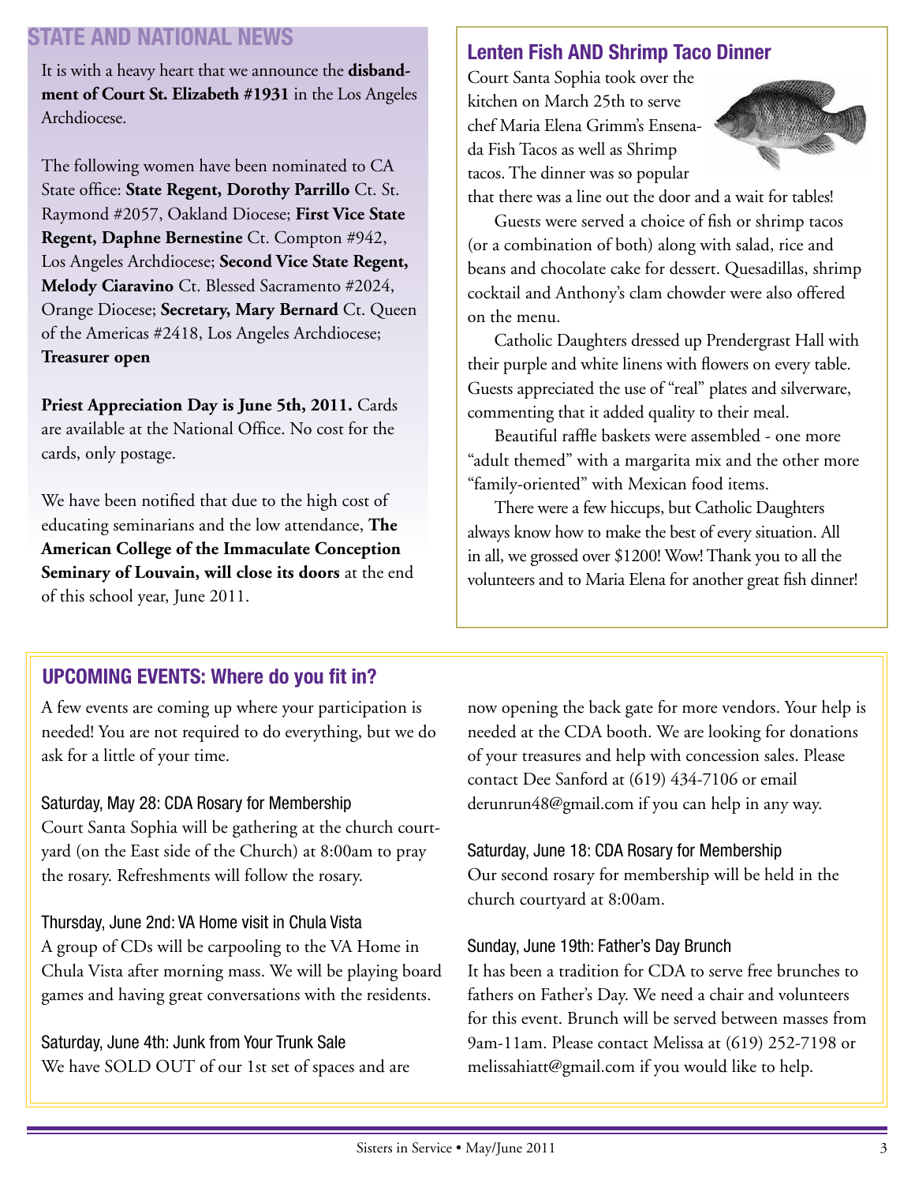## STATE AND NATIONAL NEWS

It is with a heavy heart that we announce the **disbandment of Court St. Elizabeth #1931** in the Los Angeles Archdiocese.

The following women have been nominated to CA State office: **State Regent, Dorothy Parrillo** Ct. St. Raymond #2057, Oakland Diocese; **First Vice State Regent, Daphne Bernestine** Ct. Compton #942, Los Angeles Archdiocese; **Second Vice State Regent, Melody Ciaravino** Ct. Blessed Sacramento #2024, Orange Diocese; **Secretary, Mary Bernard** Ct. Queen of the Americas #2418, Los Angeles Archdiocese; **Treasurer open**

**Priest Appreciation Day is June 5th, 2011.** Cards are available at the National Office. No cost for the cards, only postage.

We have been notified that due to the high cost of educating seminarians and the low attendance, **The American College of the Immaculate Conception Seminary of Louvain, will close its doors** at the end of this school year, June 2011.

## Lenten Fish AND Shrimp Taco Dinner

Court Santa Sophia took over the kitchen on March 25th to serve chef Maria Elena Grimm's Ensenada Fish Tacos as well as Shrimp tacos. The dinner was so popular that there was a line out the door and a wait for tables!

Guests were served a choice of fish or shrimp tacos (or a combination of both) along with salad, rice and beans and chocolate cake for dessert. Quesadillas, shrimp cocktail and Anthony's clam chowder were also offered on the menu.

Catholic Daughters dressed up Prendergrast Hall with their purple and white linens with flowers on every table. Guests appreciated the use of "real" plates and silverware, commenting that it added quality to their meal.

Beautiful raffle baskets were assembled - one more "adult themed" with a margarita mix and the other more "family-oriented" with Mexican food items.

There were a few hiccups, but Catholic Daughters always know how to make the best of every situation. All in all, we grossed over $1200! Wow! Thank you to all the volunteers and to Maria Elena for another great fish dinner!

## UPCOMING EVENTS: Where do you fit in?

A few events are coming up where your participation is needed! You are not required to do everything, but we do ask for a little of your time.

### Saturday, May 28: CDA Rosary for Membership

Court Santa Sophia will be gathering at the church courtyard (on the East side of the Church) at 8:00am to pray the rosary. Refreshments will follow the rosary.

### Thursday, June 2nd: VA Home visit in Chula Vista

A group of CDs will be carpooling to the VA Home in Chula Vista after morning mass. We will be playing board games and having great conversations with the residents.

### Saturday, June 4th: Junk from Your Trunk Sale

We have SOLD OUT of our 1st set of spaces and are now opening the back gate for more vendors. Your help is needed at the CDA booth. We are looking for donations of your treasures and help with concession sales. Please contact Dee Sanford at (619) 434-7106 or email derunrun48@gmail.com if you can help in any way.

### Saturday, June 18: CDA Rosary for Membership

Our second rosary for membership will be held in the church courtyard at 8:00am.

### Sunday, June 19th: Father's Day Brunch

It has been a tradition for CDA to serve free brunches to fathers on Father's Day. We need a chair and volunteers for this event. Brunch will be served between masses from 9am-11am. Please contact Melissa at (619) 252-7198 or melissahiatt@gmail.com if you would like to help.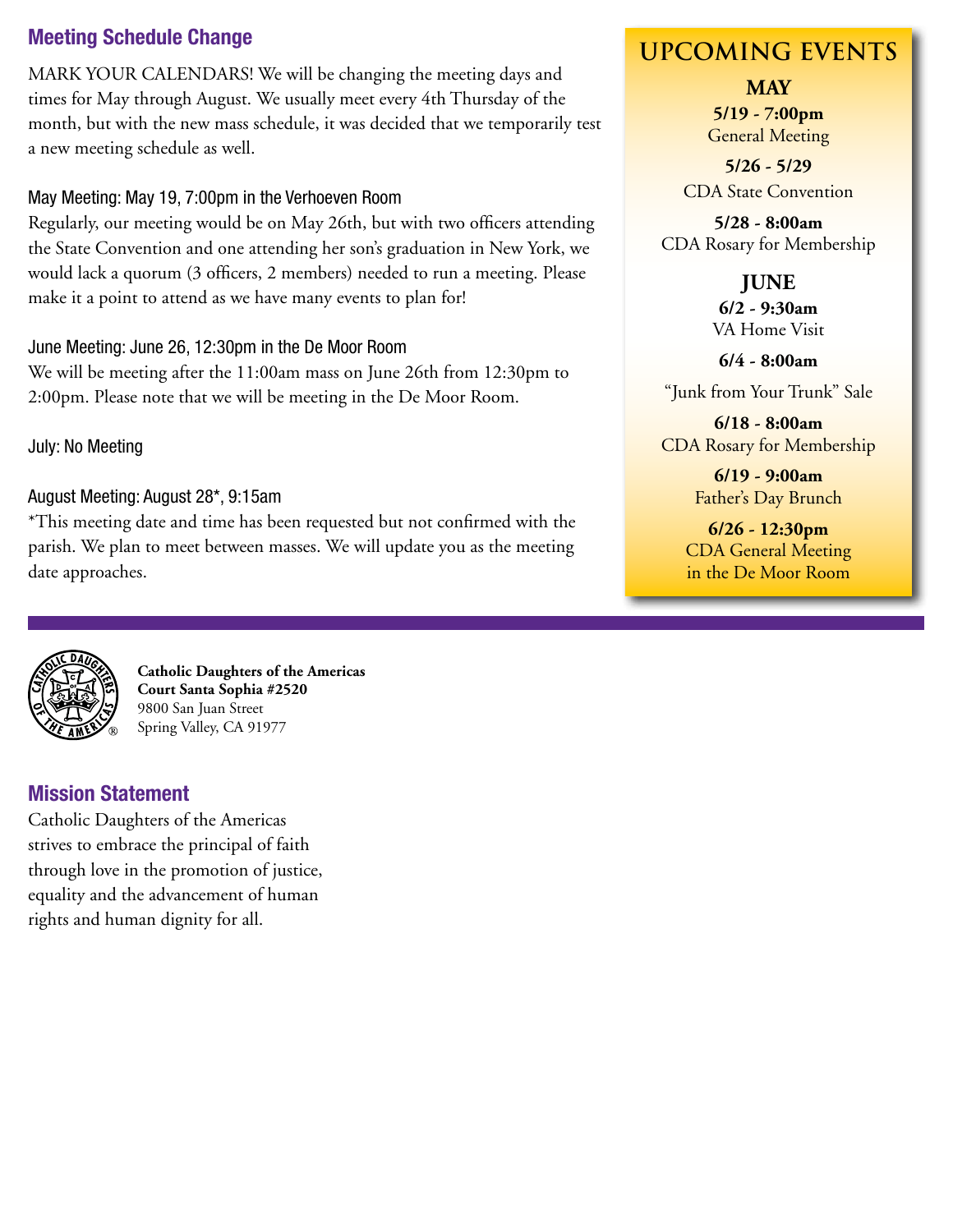## Meeting Schedule Change

MARK YOUR CALENDARS! We will be changing the meeting days and times for May through August. We usually meet every 4th Thursday of the month, but with the new mass schedule, it was decided that we temporarily test a new meeting schedule as well.

### May Meeting: May 19, 7:00pm in the Verhoeven Room

Regularly, our meeting would be on May 26th, but with two officers attending the State Convention and one attending her son's graduation in New York, we would lack a quorum (3 officers, 2 members) needed to run a meeting. Please make it a point to attend as we have many events to plan for!

### June Meeting: June 26, 12:30pm in the De Moor Room

We will be meeting after the 11:00am mass on June 26th from 12:30pm to 2:00pm. Please note that we will be meeting in the De Moor Room.

### July: No Meeting

### August Meeting: August 28*, 9:15am

*This meeting date and time has been requested but not confirmed with the parish. We plan to meet between masses. We will update you as the meeting date approaches.

## UPCOMING EVENTS

### MAY

**5/19 - 7:00pm**
General Meeting

**5/26 - 5/29**
CDA State Convention

**5/28 - 8:00am**
CDA Rosary for Membership

### JUNE

**6/2 - 9:30am**
VA Home Visit

**6/4 - 8:00am**
"Junk from Your Trunk" Sale

**6/18 - 8:00am**
CDA Rosary for Membership

**6/19 - 9:00am**
Father's Day Brunch

**6/26 - 12:30pm**
CDA General Meeting
in the De Moor Room

---

**Catholic Daughters of the Americas**
**Court Santa Sophia #2520**
9800 San Juan Street
Spring Valley, CA 91977

## Mission Statement

Catholic Daughters of the Americas strives to embrace the principal of faith through love in the promotion of justice, equality and the advancement of human rights and human dignity for all.